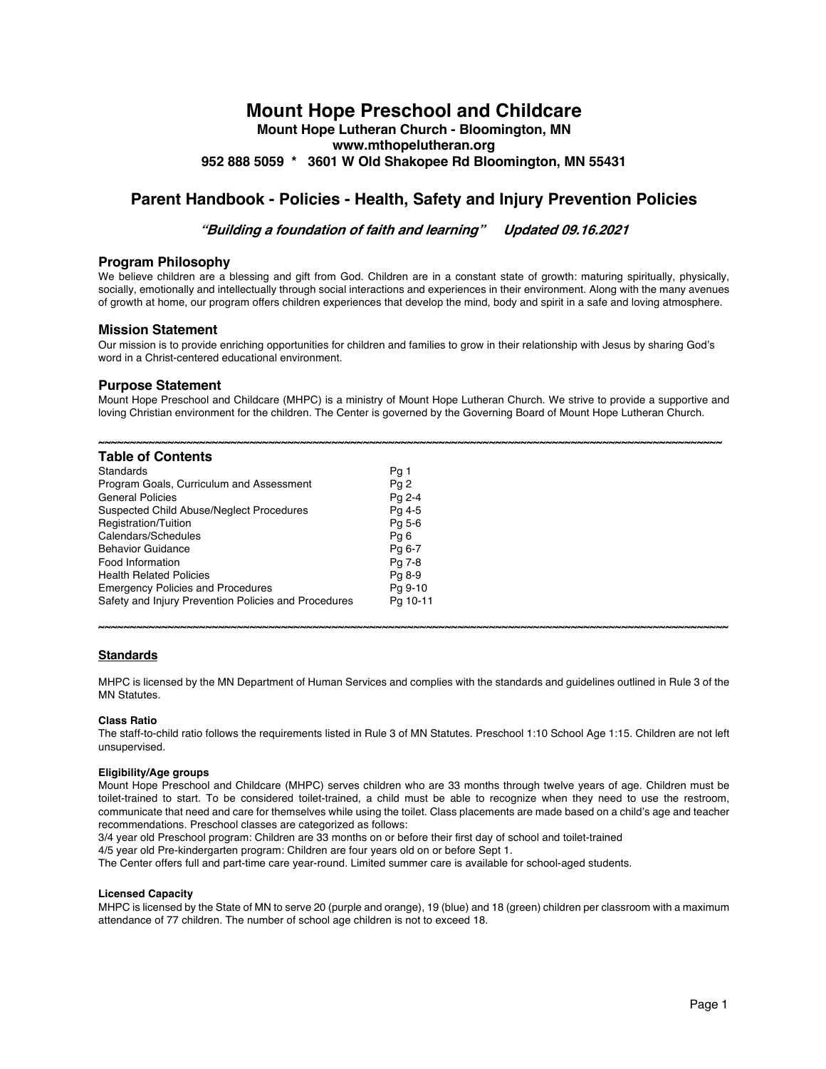# Mount Hope Preschool and Childcare

**Mount Hope Lutheran Church - Bloomington, MN**
**www.mthopelutheran.org**
**952 888 5059 * 3601 W Old Shakopee Rd Bloomington, MN 55431**

## Parent Handbook - Policies - Health, Safety and Injury Prevention Policies

***"Building a foundation of faith and learning"     Updated 09.16.2021***

### Program Philosophy

We believe children are a blessing and gift from God. Children are in a constant state of growth: maturing spiritually, physically, socially, emotionally and intellectually through social interactions and experiences in their environment. Along with the many avenues of growth at home, our program offers children experiences that develop the mind, body and spirit in a safe and loving atmosphere.

### Mission Statement

Our mission is to provide enriching opportunities for children and families to grow in their relationship with Jesus by sharing God's word in a Christ-centered educational environment.

### Purpose Statement

Mount Hope Preschool and Childcare (MHPC) is a ministry of Mount Hope Lutheran Church. We strive to provide a supportive and loving Christian environment for the children. The Center is governed by the Governing Board of Mount Hope Lutheran Church.

~~~~~~~~~~~~~~~~~~~~~~~~~~~~~~~~~~~~~~~~~~~~~~~~~~~~~~~~~~~~~~~~~~~~~~~~~~~~~~~~~~~~~~~~~~~~~~~~~~~~~~~~~

### Table of Contents

| | |
|---|---|
| Standards | Pg 1 |
| Program Goals, Curriculum and Assessment | Pg 2 |
| General Policies | Pg 2-4 |
| Suspected Child Abuse/Neglect Procedures | Pg 4-5 |
| Registration/Tuition | Pg 5-6 |
| Calendars/Schedules | Pg 6 |
| Behavior Guidance | Pg 6-7 |
| Food Information | Pg 7-8 |
| Health Related Policies | Pg 8-9 |
| Emergency Policies and Procedures | Pg 9-10 |
| Safety and Injury Prevention Policies and Procedures | Pg 10-11 |

~~~~~~~~~~~~~~~~~~~~~~~~~~~~~~~~~~~~~~~~~~~~~~~~~~~~~~~~~~~~~~~~~~~~~~~~~~~~~~~~~~~~~~~~~~~~~~~~~~~~~~~~~

### Standards

MHPC is licensed by the MN Department of Human Services and complies with the standards and guidelines outlined in Rule 3 of the MN Statutes.

#### Class Ratio

The staff-to-child ratio follows the requirements listed in Rule 3 of MN Statutes. Preschool 1:10 School Age 1:15. Children are not left unsupervised.

#### Eligibility/Age groups

Mount Hope Preschool and Childcare (MHPC) serves children who are 33 months through twelve years of age. Children must be toilet-trained to start. To be considered toilet-trained, a child must be able to recognize when they need to use the restroom, communicate that need and care for themselves while using the toilet. Class placements are made based on a child's age and teacher recommendations. Preschool classes are categorized as follows:

3/4 year old Preschool program: Children are 33 months on or before their first day of school and toilet-trained

4/5 year old Pre-kindergarten program: Children are four years old on or before Sept 1.

The Center offers full and part-time care year-round. Limited summer care is available for school-aged students.

#### Licensed Capacity

MHPC is licensed by the State of MN to serve 20 (purple and orange), 19 (blue) and 18 (green) children per classroom with a maximum attendance of 77 children. The number of school age children is not to exceed 18.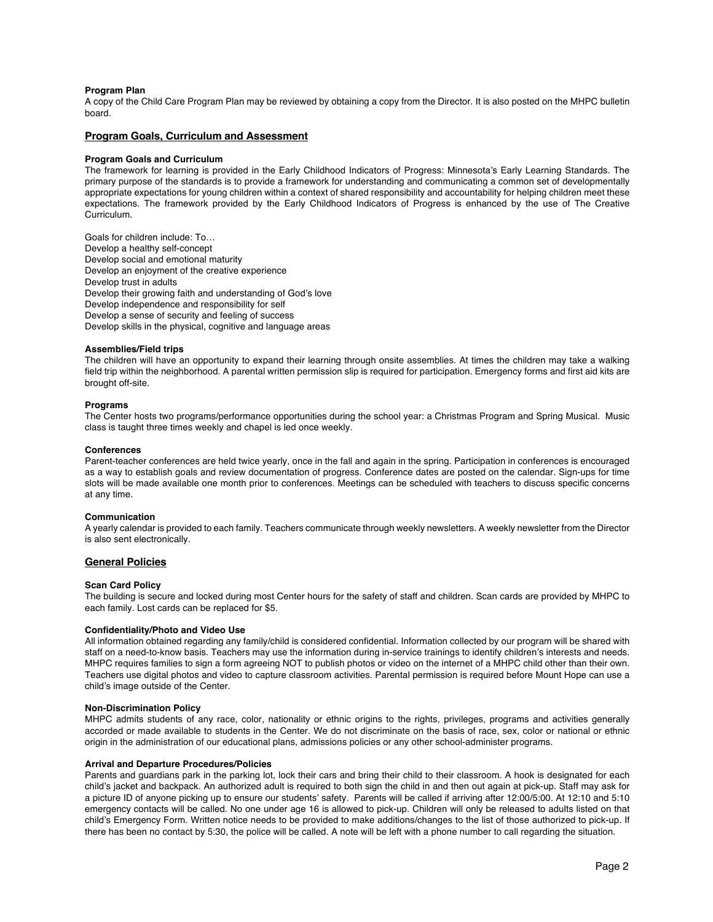#### Program Plan

A copy of the Child Care Program Plan may be reviewed by obtaining a copy from the Director. It is also posted on the MHPC bulletin board.

## Program Goals, Curriculum and Assessment

#### Program Goals and Curriculum

The framework for learning is provided in the Early Childhood Indicators of Progress: Minnesota's Early Learning Standards. The primary purpose of the standards is to provide a framework for understanding and communicating a common set of developmentally appropriate expectations for young children within a context of shared responsibility and accountability for helping children meet these expectations. The framework provided by the Early Childhood Indicators of Progress is enhanced by the use of The Creative Curriculum.

Goals for children include: To…
Develop a healthy self-concept
Develop social and emotional maturity
Develop an enjoyment of the creative experience
Develop trust in adults
Develop their growing faith and understanding of God's love
Develop independence and responsibility for self
Develop a sense of security and feeling of success
Develop skills in the physical, cognitive and language areas

#### Assemblies/Field trips

The children will have an opportunity to expand their learning through onsite assemblies. At times the children may take a walking field trip within the neighborhood. A parental written permission slip is required for participation. Emergency forms and first aid kits are brought off-site.

#### Programs

The Center hosts two programs/performance opportunities during the school year: a Christmas Program and Spring Musical. Music class is taught three times weekly and chapel is led once weekly.

#### Conferences

Parent-teacher conferences are held twice yearly, once in the fall and again in the spring. Participation in conferences is encouraged as a way to establish goals and review documentation of progress. Conference dates are posted on the calendar. Sign-ups for time slots will be made available one month prior to conferences. Meetings can be scheduled with teachers to discuss specific concerns at any time.

#### Communication

A yearly calendar is provided to each family. Teachers communicate through weekly newsletters. A weekly newsletter from the Director is also sent electronically.

## General Policies

#### Scan Card Policy

The building is secure and locked during most Center hours for the safety of staff and children. Scan cards are provided by MHPC to each family. Lost cards can be replaced for $5.

#### Confidentiality/Photo and Video Use

All information obtained regarding any family/child is considered confidential. Information collected by our program will be shared with staff on a need-to-know basis. Teachers may use the information during in-service trainings to identify children's interests and needs. MHPC requires families to sign a form agreeing NOT to publish photos or video on the internet of a MHPC child other than their own. Teachers use digital photos and video to capture classroom activities. Parental permission is required before Mount Hope can use a child's image outside of the Center.

#### Non-Discrimination Policy

MHPC admits students of any race, color, nationality or ethnic origins to the rights, privileges, programs and activities generally accorded or made available to students in the Center. We do not discriminate on the basis of race, sex, color or national or ethnic origin in the administration of our educational plans, admissions policies or any other school-administer programs.

#### Arrival and Departure Procedures/Policies

Parents and guardians park in the parking lot, lock their cars and bring their child to their classroom. A hook is designated for each child's jacket and backpack. An authorized adult is required to both sign the child in and then out again at pick-up. Staff may ask for a picture ID of anyone picking up to ensure our students' safety. Parents will be called if arriving after 12:00/5:00. At 12:10 and 5:10 emergency contacts will be called. No one under age 16 is allowed to pick-up. Children will only be released to adults listed on that child's Emergency Form. Written notice needs to be provided to make additions/changes to the list of those authorized to pick-up. If there has been no contact by 5:30, the police will be called. A note will be left with a phone number to call regarding the situation.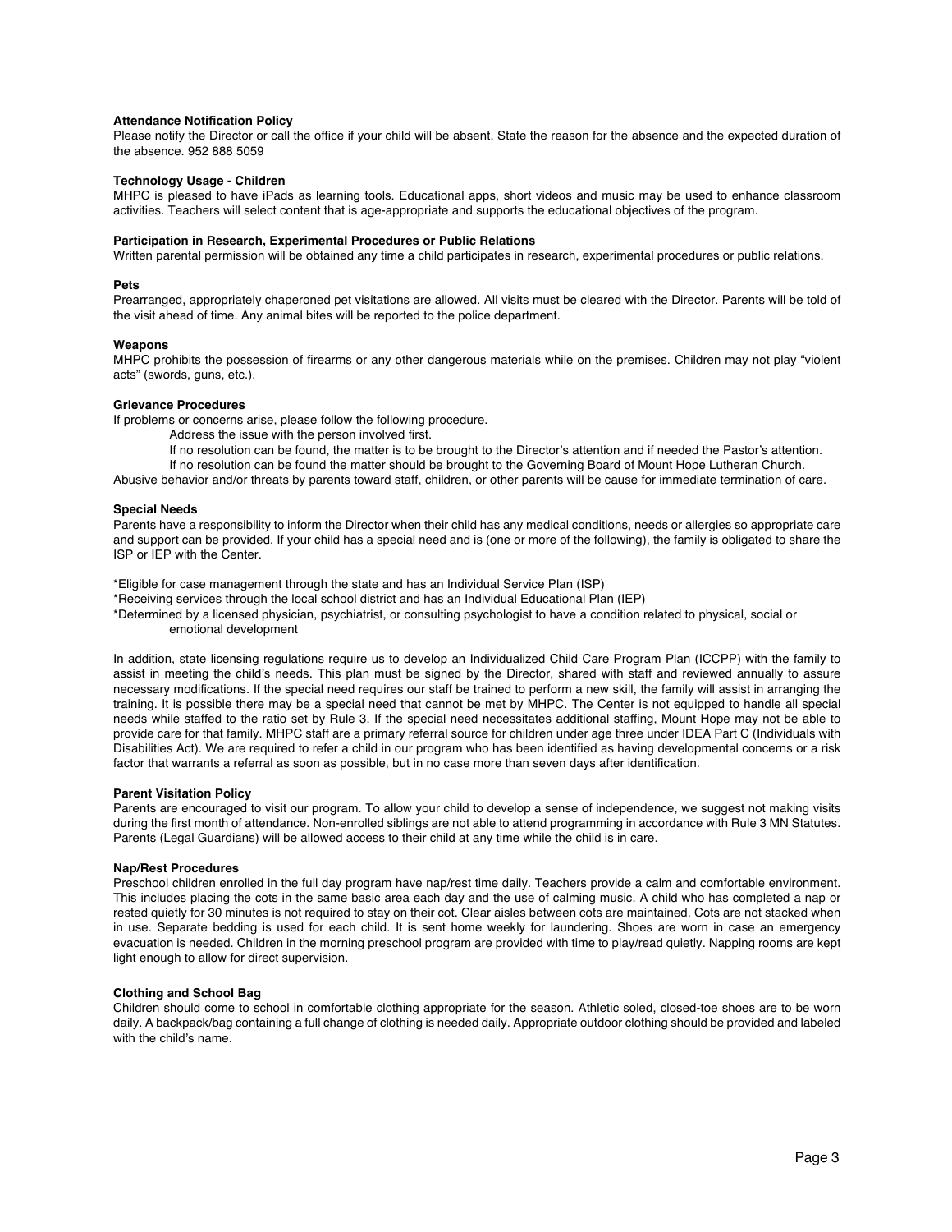**Attendance Notification Policy**
Please notify the Director or call the office if your child will be absent. State the reason for the absence and the expected duration of the absence. 952 888 5059

**Technology Usage - Children**
MHPC is pleased to have iPads as learning tools. Educational apps, short videos and music may be used to enhance classroom activities. Teachers will select content that is age-appropriate and supports the educational objectives of the program.

**Participation in Research, Experimental Procedures or Public Relations**
Written parental permission will be obtained any time a child participates in research, experimental procedures or public relations.

**Pets**
Prearranged, appropriately chaperoned pet visitations are allowed. All visits must be cleared with the Director. Parents will be told of the visit ahead of time. Any animal bites will be reported to the police department.

**Weapons**
MHPC prohibits the possession of firearms or any other dangerous materials while on the premises. Children may not play "violent acts" (swords, guns, etc.).

**Grievance Procedures**
If problems or concerns arise, please follow the following procedure.

Address the issue with the person involved first.
If no resolution can be found, the matter is to be brought to the Director's attention and if needed the Pastor's attention.
If no resolution can be found the matter should be brought to the Governing Board of Mount Hope Lutheran Church.

Abusive behavior and/or threats by parents toward staff, children, or other parents will be cause for immediate termination of care.

**Special Needs**
Parents have a responsibility to inform the Director when their child has any medical conditions, needs or allergies so appropriate care and support can be provided. If your child has a special need and is (one or more of the following), the family is obligated to share the ISP or IEP with the Center.

*Eligible for case management through the state and has an Individual Service Plan (ISP)
*Receiving services through the local school district and has an Individual Educational Plan (IEP)
*Determined by a licensed physician, psychiatrist, or consulting psychologist to have a condition related to physical, social or emotional development

In addition, state licensing regulations require us to develop an Individualized Child Care Program Plan (ICCPP) with the family to assist in meeting the child's needs. This plan must be signed by the Director, shared with staff and reviewed annually to assure necessary modifications. If the special need requires our staff be trained to perform a new skill, the family will assist in arranging the training. It is possible there may be a special need that cannot be met by MHPC. The Center is not equipped to handle all special needs while staffed to the ratio set by Rule 3. If the special need necessitates additional staffing, Mount Hope may not be able to provide care for that family. MHPC staff are a primary referral source for children under age three under IDEA Part C (Individuals with Disabilities Act). We are required to refer a child in our program who has been identified as having developmental concerns or a risk factor that warrants a referral as soon as possible, but in no case more than seven days after identification.

**Parent Visitation Policy**
Parents are encouraged to visit our program. To allow your child to develop a sense of independence, we suggest not making visits during the first month of attendance. Non-enrolled siblings are not able to attend programming in accordance with Rule 3 MN Statutes. Parents (Legal Guardians) will be allowed access to their child at any time while the child is in care.

**Nap/Rest Procedures**
Preschool children enrolled in the full day program have nap/rest time daily. Teachers provide a calm and comfortable environment. This includes placing the cots in the same basic area each day and the use of calming music. A child who has completed a nap or rested quietly for 30 minutes is not required to stay on their cot. Clear aisles between cots are maintained. Cots are not stacked when in use. Separate bedding is used for each child. It is sent home weekly for laundering. Shoes are worn in case an emergency evacuation is needed. Children in the morning preschool program are provided with time to play/read quietly. Napping rooms are kept light enough to allow for direct supervision.

**Clothing and School Bag**
Children should come to school in comfortable clothing appropriate for the season. Athletic soled, closed-toe shoes are to be worn daily. A backpack/bag containing a full change of clothing is needed daily. Appropriate outdoor clothing should be provided and labeled with the child's name.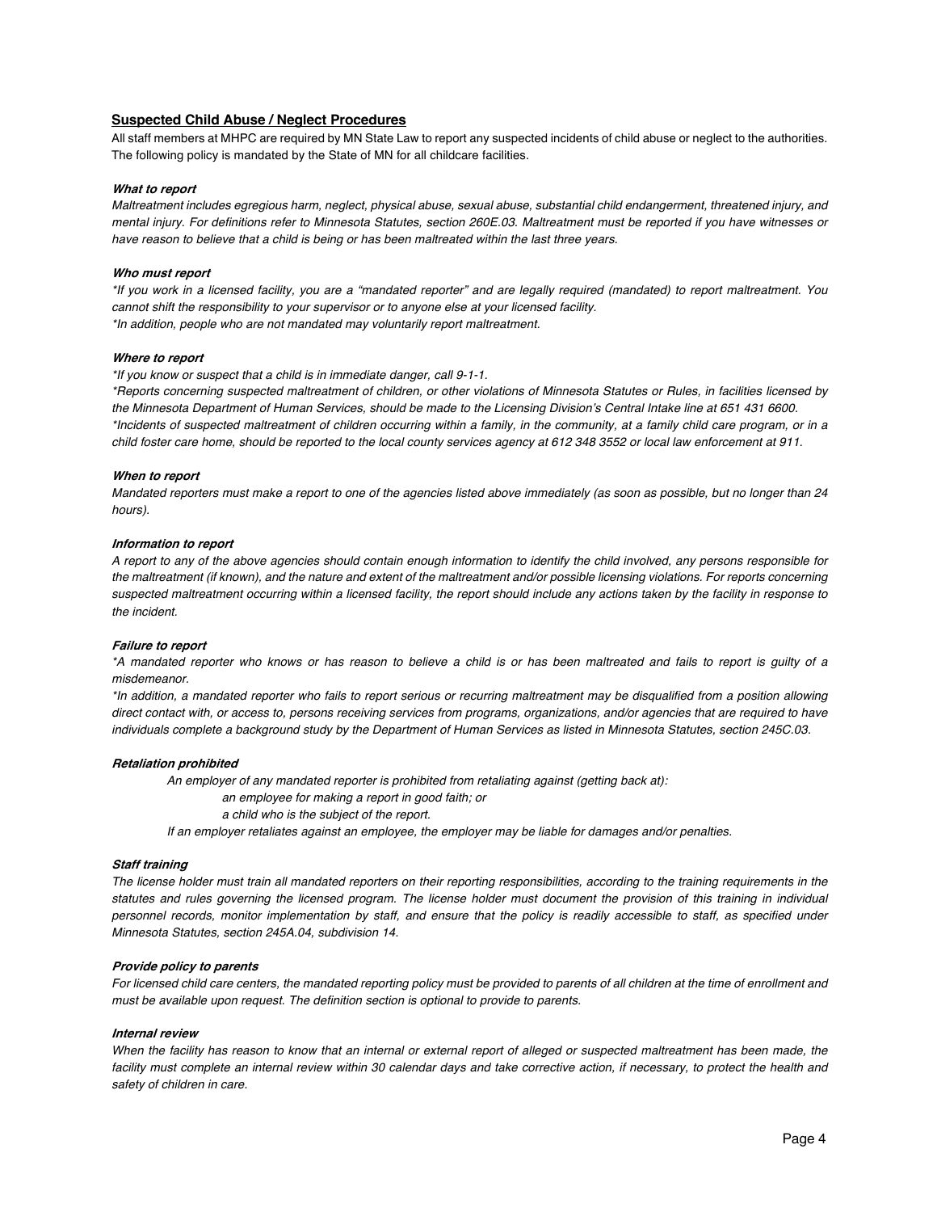## Suspected Child Abuse / Neglect Procedures

All staff members at MHPC are required by MN State Law to report any suspected incidents of child abuse or neglect to the authorities. The following policy is mandated by the State of MN for all childcare facilities.

***What to report***

*Maltreatment includes egregious harm, neglect, physical abuse, sexual abuse, substantial child endangerment, threatened injury, and mental injury. For definitions refer to Minnesota Statutes, section 260E.03. Maltreatment must be reported if you have witnesses or have reason to believe that a child is being or has been maltreated within the last three years.*

***Who must report***

*\*If you work in a licensed facility, you are a "mandated reporter" and are legally required (mandated) to report maltreatment. You cannot shift the responsibility to your supervisor or to anyone else at your licensed facility.*
*\*In addition, people who are not mandated may voluntarily report maltreatment.*

***Where to report***

*\*If you know or suspect that a child is in immediate danger, call 9-1-1.*
*\*Reports concerning suspected maltreatment of children, or other violations of Minnesota Statutes or Rules, in facilities licensed by the Minnesota Department of Human Services, should be made to the Licensing Division's Central Intake line at 651 431 6600.*
*\*Incidents of suspected maltreatment of children occurring within a family, in the community, at a family child care program, or in a child foster care home, should be reported to the local county services agency at 612 348 3552 or local law enforcement at 911.*

***When to report***

*Mandated reporters must make a report to one of the agencies listed above immediately (as soon as possible, but no longer than 24 hours).*

***Information to report***

*A report to any of the above agencies should contain enough information to identify the child involved, any persons responsible for the maltreatment (if known), and the nature and extent of the maltreatment and/or possible licensing violations. For reports concerning suspected maltreatment occurring within a licensed facility, the report should include any actions taken by the facility in response to the incident.*

***Failure to report***

*\*A mandated reporter who knows or has reason to believe a child is or has been maltreated and fails to report is guilty of a misdemeanor.*
*\*In addition, a mandated reporter who fails to report serious or recurring maltreatment may be disqualified from a position allowing direct contact with, or access to, persons receiving services from programs, organizations, and/or agencies that are required to have individuals complete a background study by the Department of Human Services as listed in Minnesota Statutes, section 245C.03.*

***Retaliation prohibited***

*An employer of any mandated reporter is prohibited from retaliating against (getting back at):*

- *an employee for making a report in good faith; or*
- *a child who is the subject of the report.*

*If an employer retaliates against an employee, the employer may be liable for damages and/or penalties.*

***Staff training***

*The license holder must train all mandated reporters on their reporting responsibilities, according to the training requirements in the statutes and rules governing the licensed program. The license holder must document the provision of this training in individual personnel records, monitor implementation by staff, and ensure that the policy is readily accessible to staff, as specified under Minnesota Statutes, section 245A.04, subdivision 14.*

***Provide policy to parents***

*For licensed child care centers, the mandated reporting policy must be provided to parents of all children at the time of enrollment and must be available upon request. The definition section is optional to provide to parents.*

***Internal review***

*When the facility has reason to know that an internal or external report of alleged or suspected maltreatment has been made, the facility must complete an internal review within 30 calendar days and take corrective action, if necessary, to protect the health and safety of children in care.*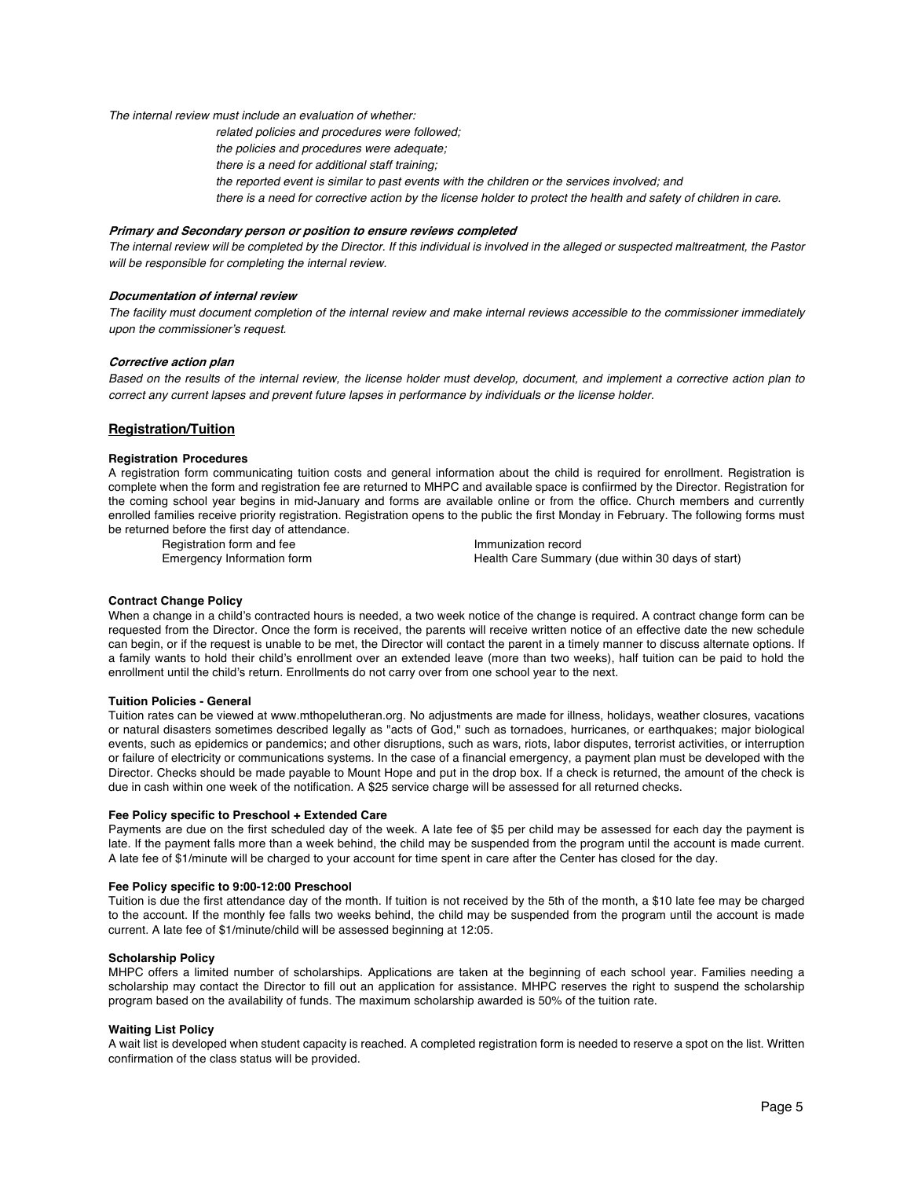*The internal review must include an evaluation of whether:*

> *related policies and procedures were followed;*
> *the policies and procedures were adequate;*
> *there is a need for additional staff training;*
> *the reported event is similar to past events with the children or the services involved; and*
> *there is a need for corrective action by the license holder to protect the health and safety of children in care.*

***Primary and Secondary person or position to ensure reviews completed***
*The internal review will be completed by the Director. If this individual is involved in the alleged or suspected maltreatment, the Pastor will be responsible for completing the internal review.*

***Documentation of internal review***
*The facility must document completion of the internal review and make internal reviews accessible to the commissioner immediately upon the commissioner's request.*

***Corrective action plan***
*Based on the results of the internal review, the license holder must develop, document, and implement a corrective action plan to correct any current lapses and prevent future lapses in performance by individuals or the license holder.*

## Registration/Tuition

**Registration Procedures**
A registration form communicating tuition costs and general information about the child is required for enrollment. Registration is complete when the form and registration fee are returned to MHPC and available space is confiirmed by the Director. Registration for the coming school year begins in mid-January and forms are available online or from the office. Church members and currently enrolled families receive priority registration. Registration opens to the public the first Monday in February. The following forms must be returned before the first day of attendance.

- Registration form and fee
- Emergency Information form
- Immunization record
- Health Care Summary (due within 30 days of start)

**Contract Change Policy**
When a change in a child's contracted hours is needed, a two week notice of the change is required. A contract change form can be requested from the Director. Once the form is received, the parents will receive written notice of an effective date the new schedule can begin, or if the request is unable to be met, the Director will contact the parent in a timely manner to discuss alternate options. If a family wants to hold their child's enrollment over an extended leave (more than two weeks), half tuition can be paid to hold the enrollment until the child's return. Enrollments do not carry over from one school year to the next.

**Tuition Policies - General**
Tuition rates can be viewed at www.mthopelutheran.org. No adjustments are made for illness, holidays, weather closures, vacations or natural disasters sometimes described legally as "acts of God," such as tornadoes, hurricanes, or earthquakes; major biological events, such as epidemics or pandemics; and other disruptions, such as wars, riots, labor disputes, terrorist activities, or interruption or failure of electricity or communications systems. In the case of a financial emergency, a payment plan must be developed with the Director. Checks should be made payable to Mount Hope and put in the drop box. If a check is returned, the amount of the check is due in cash within one week of the notification. A $25 service charge will be assessed for all returned checks.

**Fee Policy specific to Preschool + Extended Care**
Payments are due on the first scheduled day of the week. A late fee of $5 per child may be assessed for each day the payment is late. If the payment falls more than a week behind, the child may be suspended from the program until the account is made current. A late fee of $1/minute will be charged to your account for time spent in care after the Center has closed for the day.

**Fee Policy specific to 9:00-12:00 Preschool**
Tuition is due the first attendance day of the month. If tuition is not received by the 5th of the month, a $10 late fee may be charged to the account. If the monthly fee falls two weeks behind, the child may be suspended from the program until the account is made current. A late fee of $1/minute/child will be assessed beginning at 12:05.

**Scholarship Policy**
MHPC offers a limited number of scholarships. Applications are taken at the beginning of each school year. Families needing a scholarship may contact the Director to fill out an application for assistance. MHPC reserves the right to suspend the scholarship program based on the availability of funds. The maximum scholarship awarded is 50% of the tuition rate.

**Waiting List Policy**
A wait list is developed when student capacity is reached. A completed registration form is needed to reserve a spot on the list. Written confirmation of the class status will be provided.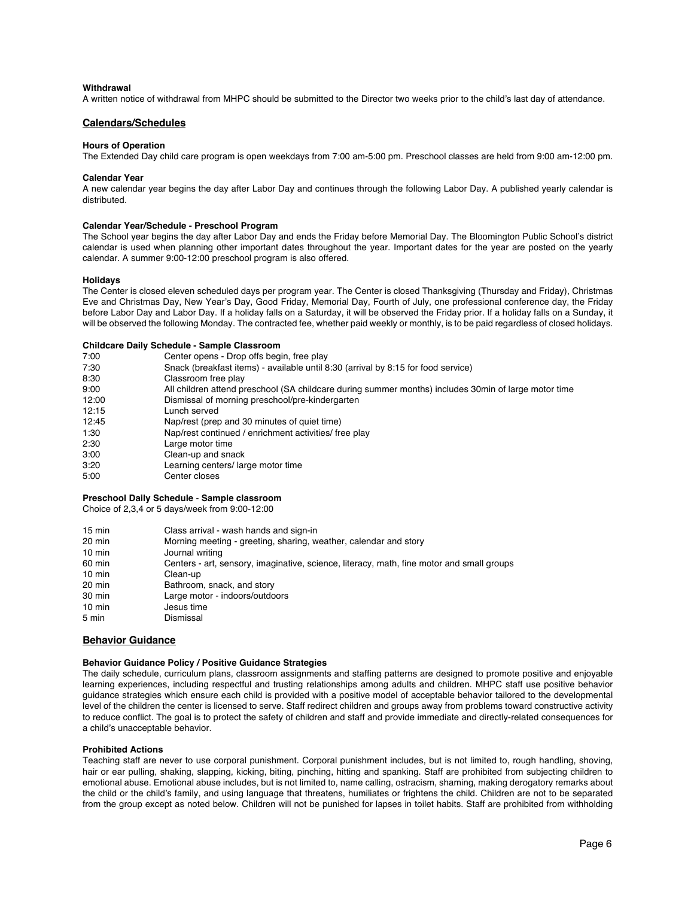**Withdrawal**

A written notice of withdrawal from MHPC should be submitted to the Director two weeks prior to the child's last day of attendance.

## Calendars/Schedules

**Hours of Operation**

The Extended Day child care program is open weekdays from 7:00 am-5:00 pm. Preschool classes are held from 9:00 am-12:00 pm.

**Calendar Year**

A new calendar year begins the day after Labor Day and continues through the following Labor Day. A published yearly calendar is distributed.

**Calendar Year/Schedule - Preschool Program**

The School year begins the day after Labor Day and ends the Friday before Memorial Day. The Bloomington Public School's district calendar is used when planning other important dates throughout the year. Important dates for the year are posted on the yearly calendar. A summer 9:00-12:00 preschool program is also offered.

**Holidays**

The Center is closed eleven scheduled days per program year. The Center is closed Thanksgiving (Thursday and Friday), Christmas Eve and Christmas Day, New Year's Day, Good Friday, Memorial Day, Fourth of July, one professional conference day, the Friday before Labor Day and Labor Day. If a holiday falls on a Saturday, it will be observed the Friday prior. If a holiday falls on a Sunday, it will be observed the following Monday. The contracted fee, whether paid weekly or monthly, is to be paid regardless of closed holidays.

**Childcare Daily Schedule - Sample Classroom**

| | |
|---|---|
| 7:00 | Center opens - Drop offs begin, free play |
| 7:30 | Snack (breakfast items) - available until 8:30 (arrival by 8:15 for food service) |
| 8:30 | Classroom free play |
| 9:00 | All children attend preschool (SA childcare during summer months) includes 30min of large motor time |
| 12:00 | Dismissal of morning preschool/pre-kindergarten |
| 12:15 | Lunch served |
| 12:45 | Nap/rest (prep and 30 minutes of quiet time) |
| 1:30 | Nap/rest continued / enrichment activities/ free play |
| 2:30 | Large motor time |
| 3:00 | Clean-up and snack |
| 3:20 | Learning centers/ large motor time |
| 5:00 | Center closes |

**Preschool Daily Schedule** - **Sample classroom**

Choice of 2,3,4 or 5 days/week from 9:00-12:00

| | |
|---|---|
| 15 min | Class arrival - wash hands and sign-in |
| 20 min | Morning meeting - greeting, sharing, weather, calendar and story |
| 10 min | Journal writing |
| 60 min | Centers - art, sensory, imaginative, science, literacy, math, fine motor and small groups |
| 10 min | Clean-up |
| 20 min | Bathroom, snack, and story |
| 30 min | Large motor - indoors/outdoors |
| 10 min | Jesus time |
| 5 min | Dismissal |

## Behavior Guidance

**Behavior Guidance Policy / Positive Guidance Strategies**

The daily schedule, curriculum plans, classroom assignments and staffing patterns are designed to promote positive and enjoyable learning experiences, including respectful and trusting relationships among adults and children. MHPC staff use positive behavior guidance strategies which ensure each child is provided with a positive model of acceptable behavior tailored to the developmental level of the children the center is licensed to serve. Staff redirect children and groups away from problems toward constructive activity to reduce conflict. The goal is to protect the safety of children and staff and provide immediate and directly-related consequences for a child's unacceptable behavior.

**Prohibited Actions**

Teaching staff are never to use corporal punishment. Corporal punishment includes, but is not limited to, rough handling, shoving, hair or ear pulling, shaking, slapping, kicking, biting, pinching, hitting and spanking. Staff are prohibited from subjecting children to emotional abuse. Emotional abuse includes, but is not limited to, name calling, ostracism, shaming, making derogatory remarks about the child or the child's family, and using language that threatens, humiliates or frightens the child. Children are not to be separated from the group except as noted below. Children will not be punished for lapses in toilet habits. Staff are prohibited from withholding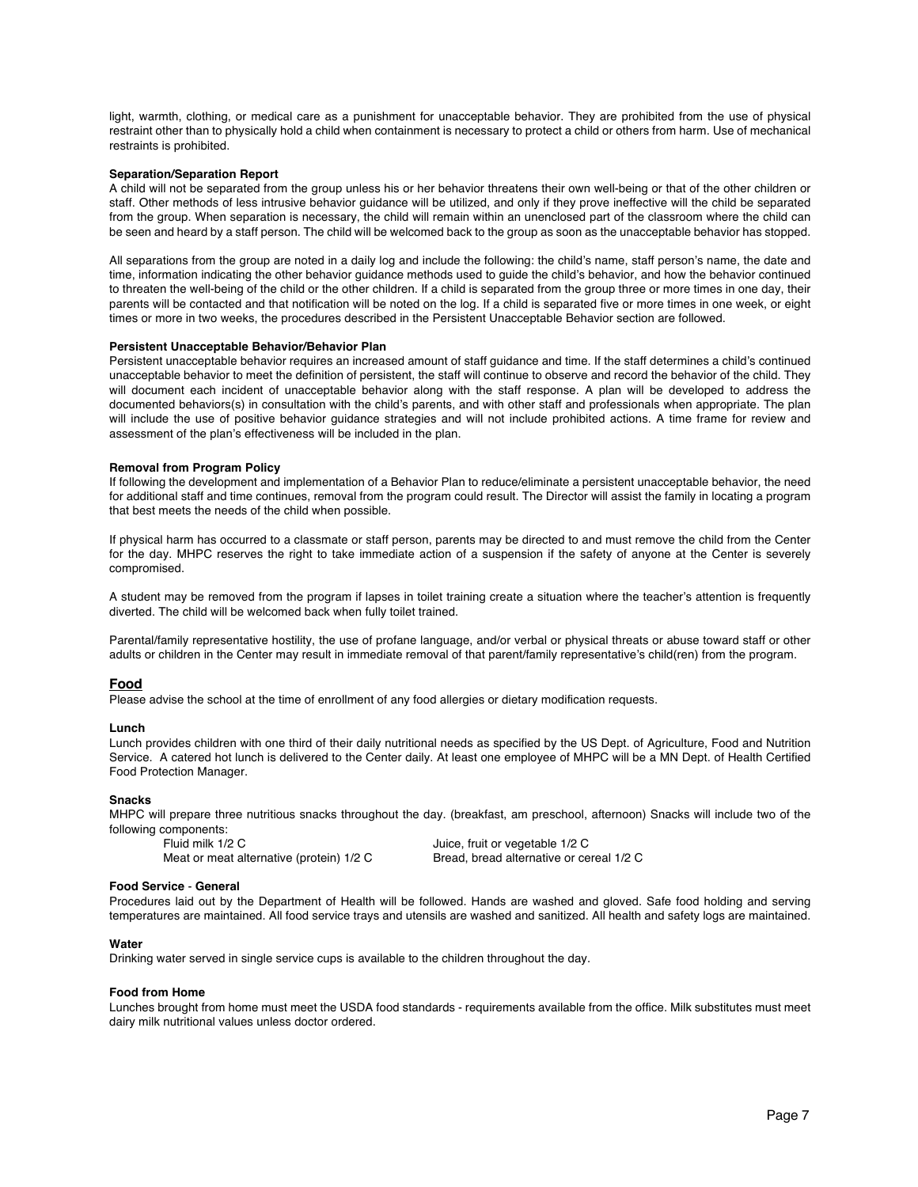light, warmth, clothing, or medical care as a punishment for unacceptable behavior. They are prohibited from the use of physical restraint other than to physically hold a child when containment is necessary to protect a child or others from harm. Use of mechanical restraints is prohibited.

**Separation/Separation Report**

A child will not be separated from the group unless his or her behavior threatens their own well-being or that of the other children or staff. Other methods of less intrusive behavior guidance will be utilized, and only if they prove ineffective will the child be separated from the group. When separation is necessary, the child will remain within an unenclosed part of the classroom where the child can be seen and heard by a staff person. The child will be welcomed back to the group as soon as the unacceptable behavior has stopped.

All separations from the group are noted in a daily log and include the following: the child's name, staff person's name, the date and time, information indicating the other behavior guidance methods used to guide the child's behavior, and how the behavior continued to threaten the well-being of the child or the other children. If a child is separated from the group three or more times in one day, their parents will be contacted and that notification will be noted on the log. If a child is separated five or more times in one week, or eight times or more in two weeks, the procedures described in the Persistent Unacceptable Behavior section are followed.

**Persistent Unacceptable Behavior/Behavior Plan**

Persistent unacceptable behavior requires an increased amount of staff guidance and time. If the staff determines a child's continued unacceptable behavior to meet the definition of persistent, the staff will continue to observe and record the behavior of the child. They will document each incident of unacceptable behavior along with the staff response. A plan will be developed to address the documented behaviors(s) in consultation with the child's parents, and with other staff and professionals when appropriate. The plan will include the use of positive behavior guidance strategies and will not include prohibited actions. A time frame for review and assessment of the plan's effectiveness will be included in the plan.

**Removal from Program Policy**

If following the development and implementation of a Behavior Plan to reduce/eliminate a persistent unacceptable behavior, the need for additional staff and time continues, removal from the program could result. The Director will assist the family in locating a program that best meets the needs of the child when possible.

If physical harm has occurred to a classmate or staff person, parents may be directed to and must remove the child from the Center for the day. MHPC reserves the right to take immediate action of a suspension if the safety of anyone at the Center is severely compromised.

A student may be removed from the program if lapses in toilet training create a situation where the teacher's attention is frequently diverted. The child will be welcomed back when fully toilet trained.

Parental/family representative hostility, the use of profane language, and/or verbal or physical threats or abuse toward staff or other adults or children in the Center may result in immediate removal of that parent/family representative's child(ren) from the program.

## Food

Please advise the school at the time of enrollment of any food allergies or dietary modification requests.

**Lunch**

Lunch provides children with one third of their daily nutritional needs as specified by the US Dept. of Agriculture, Food and Nutrition Service. A catered hot lunch is delivered to the Center daily. At least one employee of MHPC will be a MN Dept. of Health Certified Food Protection Manager.

**Snacks**

MHPC will prepare three nutritious snacks throughout the day. (breakfast, am preschool, afternoon) Snacks will include two of the following components:

- Fluid milk 1/2 C
- Juice, fruit or vegetable 1/2 C
- Meat or meat alternative (protein) 1/2 C
- Bread, bread alternative or cereal 1/2 C

**Food Service - General**

Procedures laid out by the Department of Health will be followed. Hands are washed and gloved. Safe food holding and serving temperatures are maintained. All food service trays and utensils are washed and sanitized. All health and safety logs are maintained.

**Water**

Drinking water served in single service cups is available to the children throughout the day.

**Food from Home**

Lunches brought from home must meet the USDA food standards - requirements available from the office. Milk substitutes must meet dairy milk nutritional values unless doctor ordered.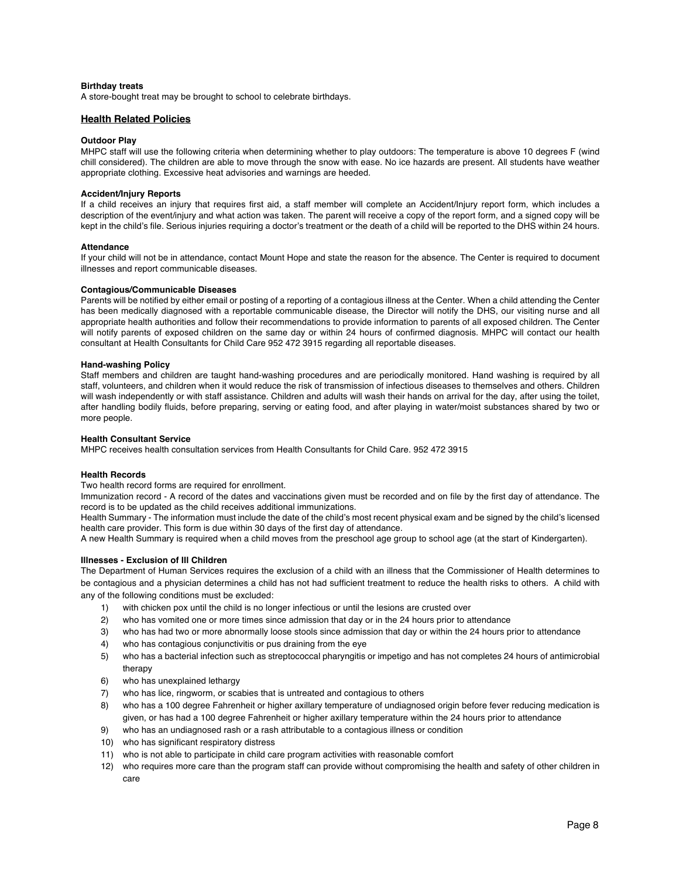**Birthday treats**

A store-bought treat may be brought to school to celebrate birthdays.

## Health Related Policies

**Outdoor Play**

MHPC staff will use the following criteria when determining whether to play outdoors: The temperature is above 10 degrees F (wind chill considered). The children are able to move through the snow with ease. No ice hazards are present. All students have weather appropriate clothing. Excessive heat advisories and warnings are heeded.

**Accident/Injury Reports**

If a child receives an injury that requires first aid, a staff member will complete an Accident/Injury report form, which includes a description of the event/injury and what action was taken. The parent will receive a copy of the report form, and a signed copy will be kept in the child's file. Serious injuries requiring a doctor's treatment or the death of a child will be reported to the DHS within 24 hours.

**Attendance**

If your child will not be in attendance, contact Mount Hope and state the reason for the absence. The Center is required to document illnesses and report communicable diseases.

**Contagious/Communicable Diseases**

Parents will be notified by either email or posting of a reporting of a contagious illness at the Center. When a child attending the Center has been medically diagnosed with a reportable communicable disease, the Director will notify the DHS, our visiting nurse and all appropriate health authorities and follow their recommendations to provide information to parents of all exposed children. The Center will notify parents of exposed children on the same day or within 24 hours of confirmed diagnosis. MHPC will contact our health consultant at Health Consultants for Child Care 952 472 3915 regarding all reportable diseases.

**Hand-washing Policy**

Staff members and children are taught hand-washing procedures and are periodically monitored. Hand washing is required by all staff, volunteers, and children when it would reduce the risk of transmission of infectious diseases to themselves and others. Children will wash independently or with staff assistance. Children and adults will wash their hands on arrival for the day, after using the toilet, after handling bodily fluids, before preparing, serving or eating food, and after playing in water/moist substances shared by two or more people.

**Health Consultant Service**

MHPC receives health consultation services from Health Consultants for Child Care. 952 472 3915

**Health Records**

Two health record forms are required for enrollment.

Immunization record - A record of the dates and vaccinations given must be recorded and on file by the first day of attendance. The record is to be updated as the child receives additional immunizations.

Health Summary - The information must include the date of the child's most recent physical exam and be signed by the child's licensed health care provider. This form is due within 30 days of the first day of attendance.

A new Health Summary is required when a child moves from the preschool age group to school age (at the start of Kindergarten).

**Illnesses - Exclusion of Ill Children**

The Department of Human Services requires the exclusion of a child with an illness that the Commissioner of Health determines to be contagious and a physician determines a child has not had sufficient treatment to reduce the health risks to others. A child with any of the following conditions must be excluded:

1) with chicken pox until the child is no longer infectious or until the lesions are crusted over
2) who has vomited one or more times since admission that day or in the 24 hours prior to attendance
3) who has had two or more abnormally loose stools since admission that day or within the 24 hours prior to attendance
4) who has contagious conjunctivitis or pus draining from the eye
5) who has a bacterial infection such as streptococcal pharyngitis or impetigo and has not completes 24 hours of antimicrobial therapy
6) who has unexplained lethargy
7) who has lice, ringworm, or scabies that is untreated and contagious to others
8) who has a 100 degree Fahrenheit or higher axillary temperature of undiagnosed origin before fever reducing medication is given, or has had a 100 degree Fahrenheit or higher axillary temperature within the 24 hours prior to attendance
9) who has an undiagnosed rash or a rash attributable to a contagious illness or condition
10) who has significant respiratory distress
11) who is not able to participate in child care program activities with reasonable comfort
12) who requires more care than the program staff can provide without compromising the health and safety of other children in care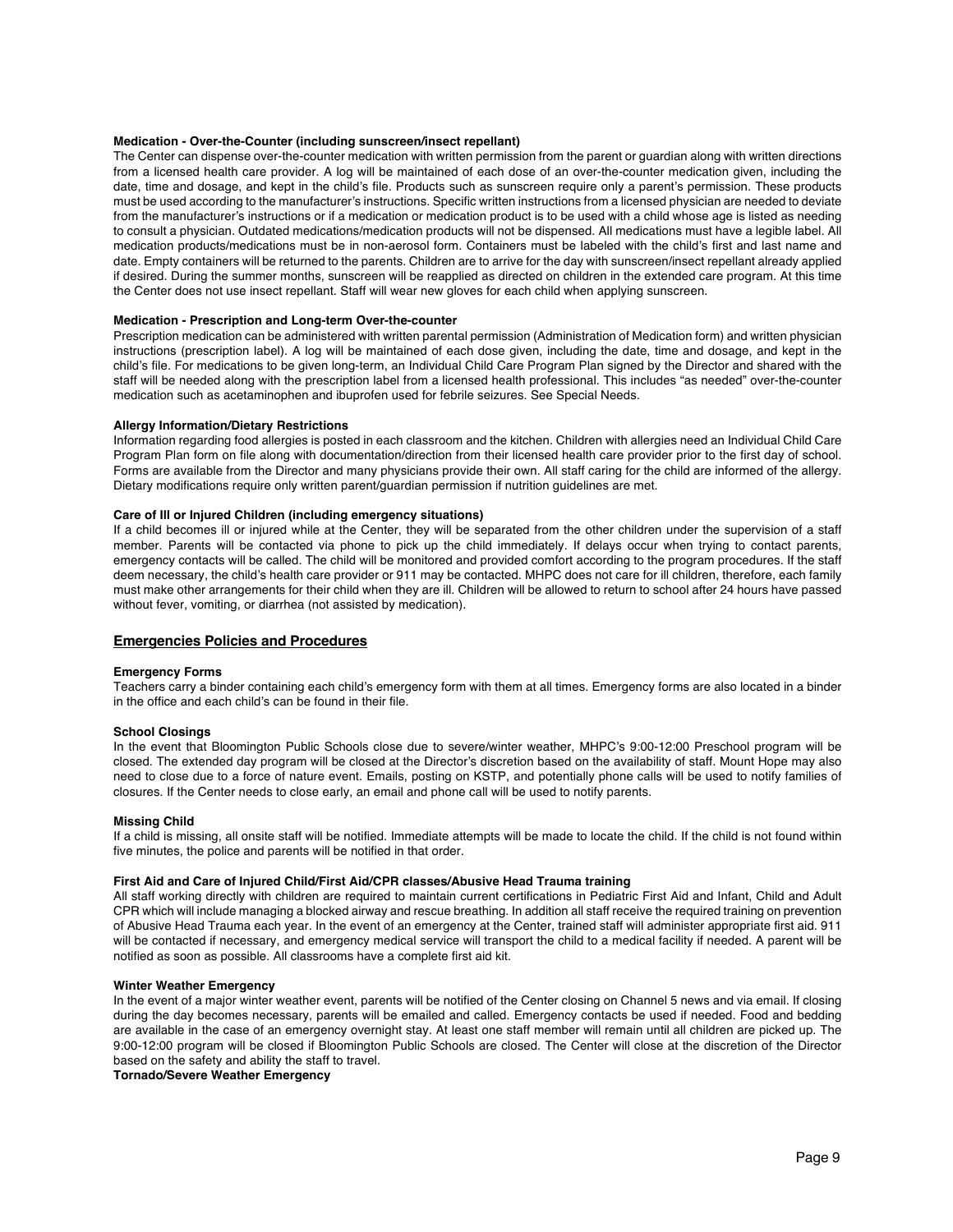**Medication - Over-the-Counter (including sunscreen/insect repellant)**

The Center can dispense over-the-counter medication with written permission from the parent or guardian along with written directions from a licensed health care provider. A log will be maintained of each dose of an over-the-counter medication given, including the date, time and dosage, and kept in the child's file. Products such as sunscreen require only a parent's permission. These products must be used according to the manufacturer's instructions. Specific written instructions from a licensed physician are needed to deviate from the manufacturer's instructions or if a medication or medication product is to be used with a child whose age is listed as needing to consult a physician. Outdated medications/medication products will not be dispensed. All medications must have a legible label. All medication products/medications must be in non-aerosol form. Containers must be labeled with the child's first and last name and date. Empty containers will be returned to the parents. Children are to arrive for the day with sunscreen/insect repellant already applied if desired. During the summer months, sunscreen will be reapplied as directed on children in the extended care program. At this time the Center does not use insect repellant. Staff will wear new gloves for each child when applying sunscreen.

**Medication - Prescription and Long-term Over-the-counter**

Prescription medication can be administered with written parental permission (Administration of Medication form) and written physician instructions (prescription label). A log will be maintained of each dose given, including the date, time and dosage, and kept in the child's file. For medications to be given long-term, an Individual Child Care Program Plan signed by the Director and shared with the staff will be needed along with the prescription label from a licensed health professional. This includes "as needed" over-the-counter medication such as acetaminophen and ibuprofen used for febrile seizures. See Special Needs.

**Allergy Information/Dietary Restrictions**

Information regarding food allergies is posted in each classroom and the kitchen. Children with allergies need an Individual Child Care Program Plan form on file along with documentation/direction from their licensed health care provider prior to the first day of school. Forms are available from the Director and many physicians provide their own. All staff caring for the child are informed of the allergy. Dietary modifications require only written parent/guardian permission if nutrition guidelines are met.

**Care of Ill or Injured Children (including emergency situations)**

If a child becomes ill or injured while at the Center, they will be separated from the other children under the supervision of a staff member. Parents will be contacted via phone to pick up the child immediately. If delays occur when trying to contact parents, emergency contacts will be called. The child will be monitored and provided comfort according to the program procedures. If the staff deem necessary, the child's health care provider or 911 may be contacted. MHPC does not care for ill children, therefore, each family must make other arrangements for their child when they are ill. Children will be allowed to return to school after 24 hours have passed without fever, vomiting, or diarrhea (not assisted by medication).

## Emergencies Policies and Procedures

**Emergency Forms**

Teachers carry a binder containing each child's emergency form with them at all times. Emergency forms are also located in a binder in the office and each child's can be found in their file.

**School Closings**

In the event that Bloomington Public Schools close due to severe/winter weather, MHPC's 9:00-12:00 Preschool program will be closed. The extended day program will be closed at the Director's discretion based on the availability of staff. Mount Hope may also need to close due to a force of nature event. Emails, posting on KSTP, and potentially phone calls will be used to notify families of closures. If the Center needs to close early, an email and phone call will be used to notify parents.

**Missing Child**

If a child is missing, all onsite staff will be notified. Immediate attempts will be made to locate the child. If the child is not found within five minutes, the police and parents will be notified in that order.

**First Aid and Care of Injured Child/First Aid/CPR classes/Abusive Head Trauma training**

All staff working directly with children are required to maintain current certifications in Pediatric First Aid and Infant, Child and Adult CPR which will include managing a blocked airway and rescue breathing. In addition all staff receive the required training on prevention of Abusive Head Trauma each year. In the event of an emergency at the Center, trained staff will administer appropriate first aid. 911 will be contacted if necessary, and emergency medical service will transport the child to a medical facility if needed. A parent will be notified as soon as possible. All classrooms have a complete first aid kit.

**Winter Weather Emergency**

In the event of a major winter weather event, parents will be notified of the Center closing on Channel 5 news and via email. If closing during the day becomes necessary, parents will be emailed and called. Emergency contacts be used if needed. Food and bedding are available in the case of an emergency overnight stay. At least one staff member will remain until all children are picked up. The 9:00-12:00 program will be closed if Bloomington Public Schools are closed. The Center will close at the discretion of the Director based on the safety and ability the staff to travel.

**Tornado/Severe Weather Emergency**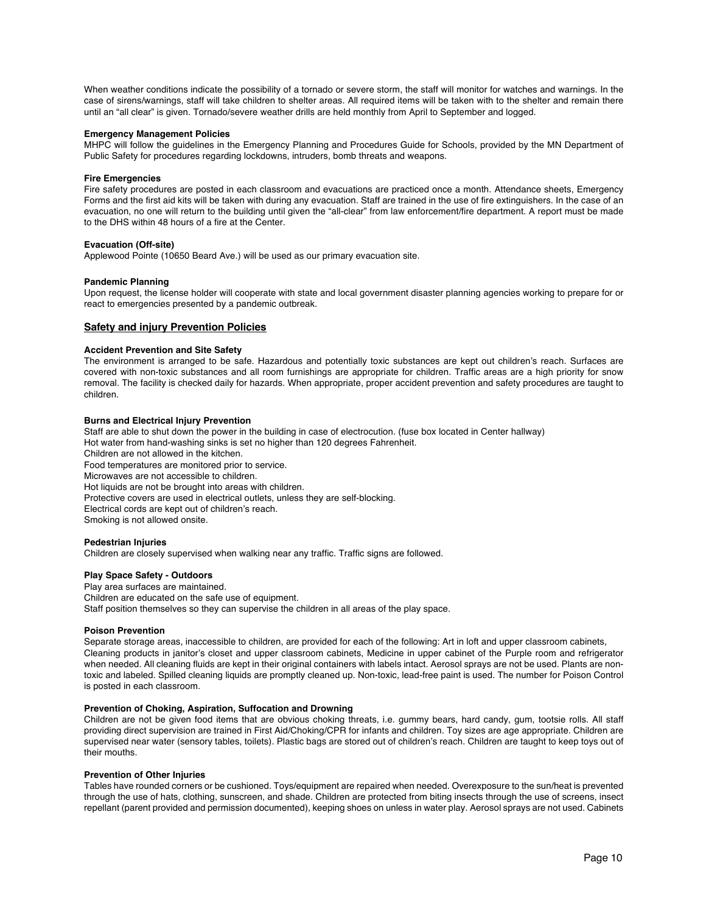When weather conditions indicate the possibility of a tornado or severe storm, the staff will monitor for watches and warnings. In the case of sirens/warnings, staff will take children to shelter areas. All required items will be taken with to the shelter and remain there until an "all clear" is given. Tornado/severe weather drills are held monthly from April to September and logged.

**Emergency Management Policies**
MHPC will follow the guidelines in the Emergency Planning and Procedures Guide for Schools, provided by the MN Department of Public Safety for procedures regarding lockdowns, intruders, bomb threats and weapons.

**Fire Emergencies**
Fire safety procedures are posted in each classroom and evacuations are practiced once a month. Attendance sheets, Emergency Forms and the first aid kits will be taken with during any evacuation. Staff are trained in the use of fire extinguishers. In the case of an evacuation, no one will return to the building until given the "all-clear" from law enforcement/fire department. A report must be made to the DHS within 48 hours of a fire at the Center.

**Evacuation (Off-site)**
Applewood Pointe (10650 Beard Ave.) will be used as our primary evacuation site.

**Pandemic Planning**
Upon request, the license holder will cooperate with state and local government disaster planning agencies working to prepare for or react to emergencies presented by a pandemic outbreak.

## Safety and injury Prevention Policies

**Accident Prevention and Site Safety**
The environment is arranged to be safe. Hazardous and potentially toxic substances are kept out children's reach. Surfaces are covered with non-toxic substances and all room furnishings are appropriate for children. Traffic areas are a high priority for snow removal. The facility is checked daily for hazards. When appropriate, proper accident prevention and safety procedures are taught to children.

**Burns and Electrical Injury Prevention**
Staff are able to shut down the power in the building in case of electrocution. (fuse box located in Center hallway)
Hot water from hand-washing sinks is set no higher than 120 degrees Fahrenheit.
Children are not allowed in the kitchen.
Food temperatures are monitored prior to service.
Microwaves are not accessible to children.
Hot liquids are not be brought into areas with children.
Protective covers are used in electrical outlets, unless they are self-blocking.
Electrical cords are kept out of children's reach.
Smoking is not allowed onsite.

**Pedestrian Injuries**
Children are closely supervised when walking near any traffic. Traffic signs are followed.

**Play Space Safety - Outdoors**
Play area surfaces are maintained.
Children are educated on the safe use of equipment.
Staff position themselves so they can supervise the children in all areas of the play space.

**Poison Prevention**
Separate storage areas, inaccessible to children, are provided for each of the following: Art in loft and upper classroom cabinets, Cleaning products in janitor's closet and upper classroom cabinets, Medicine in upper cabinet of the Purple room and refrigerator when needed. All cleaning fluids are kept in their original containers with labels intact. Aerosol sprays are not be used. Plants are non-toxic and labeled. Spilled cleaning liquids are promptly cleaned up. Non-toxic, lead-free paint is used. The number for Poison Control is posted in each classroom.

**Prevention of Choking, Aspiration, Suffocation and Drowning**
Children are not be given food items that are obvious choking threats, i.e. gummy bears, hard candy, gum, tootsie rolls. All staff providing direct supervision are trained in First Aid/Choking/CPR for infants and children. Toy sizes are age appropriate. Children are supervised near water (sensory tables, toilets). Plastic bags are stored out of children's reach. Children are taught to keep toys out of their mouths.

**Prevention of Other Injuries**
Tables have rounded corners or be cushioned. Toys/equipment are repaired when needed. Overexposure to the sun/heat is prevented through the use of hats, clothing, sunscreen, and shade. Children are protected from biting insects through the use of screens, insect repellant (parent provided and permission documented), keeping shoes on unless in water play. Aerosol sprays are not used. Cabinets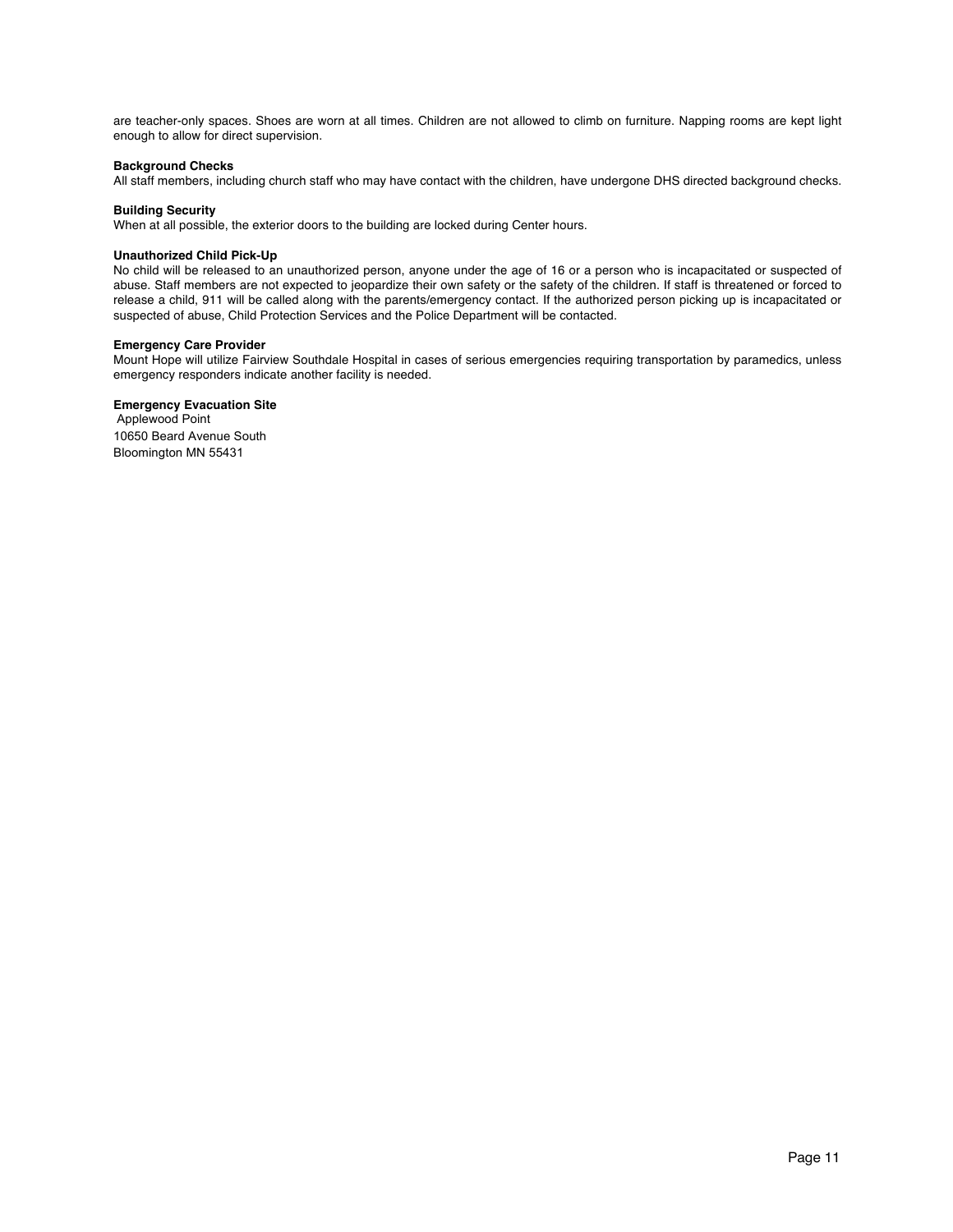are teacher-only spaces. Shoes are worn at all times. Children are not allowed to climb on furniture. Napping rooms are kept light enough to allow for direct supervision.

**Background Checks**
All staff members, including church staff who may have contact with the children, have undergone DHS directed background checks.

**Building Security**
When at all possible, the exterior doors to the building are locked during Center hours.

**Unauthorized Child Pick-Up**
No child will be released to an unauthorized person, anyone under the age of 16 or a person who is incapacitated or suspected of abuse. Staff members are not expected to jeopardize their own safety or the safety of the children. If staff is threatened or forced to release a child, 911 will be called along with the parents/emergency contact. If the authorized person picking up is incapacitated or suspected of abuse, Child Protection Services and the Police Department will be contacted.

**Emergency Care Provider**
Mount Hope will utilize Fairview Southdale Hospital in cases of serious emergencies requiring transportation by paramedics, unless emergency responders indicate another facility is needed.

**Emergency Evacuation Site**
Applewood Point
10650 Beard Avenue South
Bloomington MN 55431